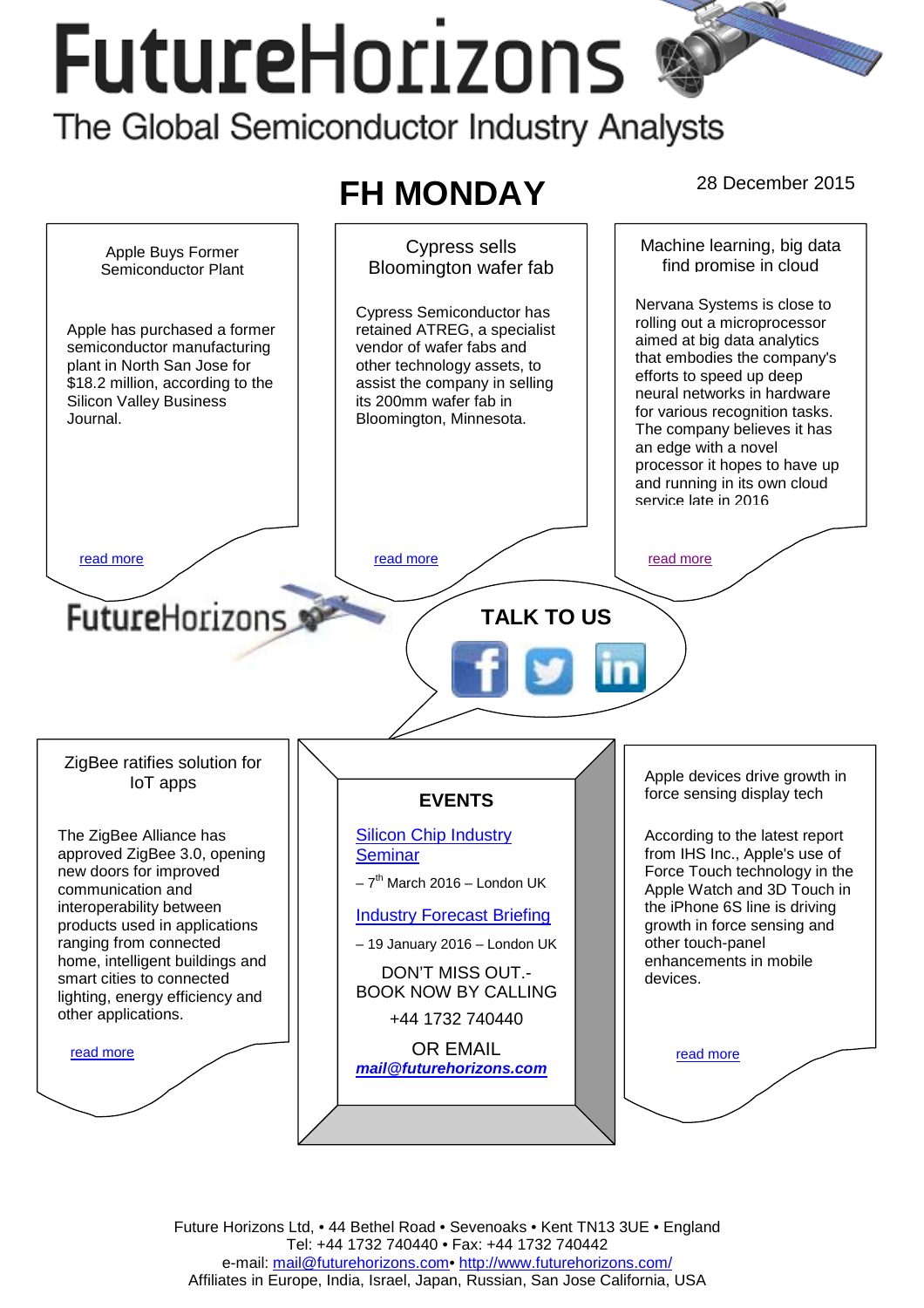# FutureHorizons

The Global Semiconductor Industry Analysts

## FH MONDAY

28 December 2015

### Apple Buys Former Semiconductor Plant

Apple has purchased a former semiconductor manufacturing plant in North San Jose for $18.2 million, according to the Silicon Valley Business Journal.

read more

### Cypress sells Bloomington wafer fab

Cypress Semiconductor has retained ATREG, a specialist vendor of wafer fabs and other technology assets, to assist the company in selling its 200mm wafer fab in Bloomington, Minnesota.

read more

### Machine learning, big data find promise in cloud

Nervana Systems is close to rolling out a microprocessor aimed at big data analytics that embodies the company's efforts to speed up deep neural networks in hardware for various recognition tasks. The company believes it has an edge with a novel processor it hopes to have up and running in its own cloud service late in 2016

read more

FutureHorizons

**TALK TO US**

### ZigBee ratifies solution for IoT apps

The ZigBee Alliance has approved ZigBee 3.0, opening new doors for improved communication and interoperability between products used in applications ranging from connected home, intelligent buildings and smart cities to connected lighting, energy efficiency and other applications.

read more

### EVENTS

Silicon Chip Industry Seminar

– 7th March 2016 – London UK

Industry Forecast Briefing

– 19 January 2016 – London UK

DON'T MISS OUT.- BOOK NOW BY CALLING

+44 1732 740440

OR EMAIL

***mail@futurehorizons.com***

### Apple devices drive growth in force sensing display tech

According to the latest report from IHS Inc., Apple's use of Force Touch technology in the Apple Watch and 3D Touch in the iPhone 6S line is driving growth in force sensing and other touch-panel enhancements in mobile devices.

read more

Future Horizons Ltd, • 44 Bethel Road • Sevenoaks • Kent TN13 3UE • England
Tel: +44 1732 740440 • Fax: +44 1732 740442
e-mail: mail@futurehorizons.com• http://www.futurehorizons.com/
Affiliates in Europe, India, Israel, Japan, Russian, San Jose California, USA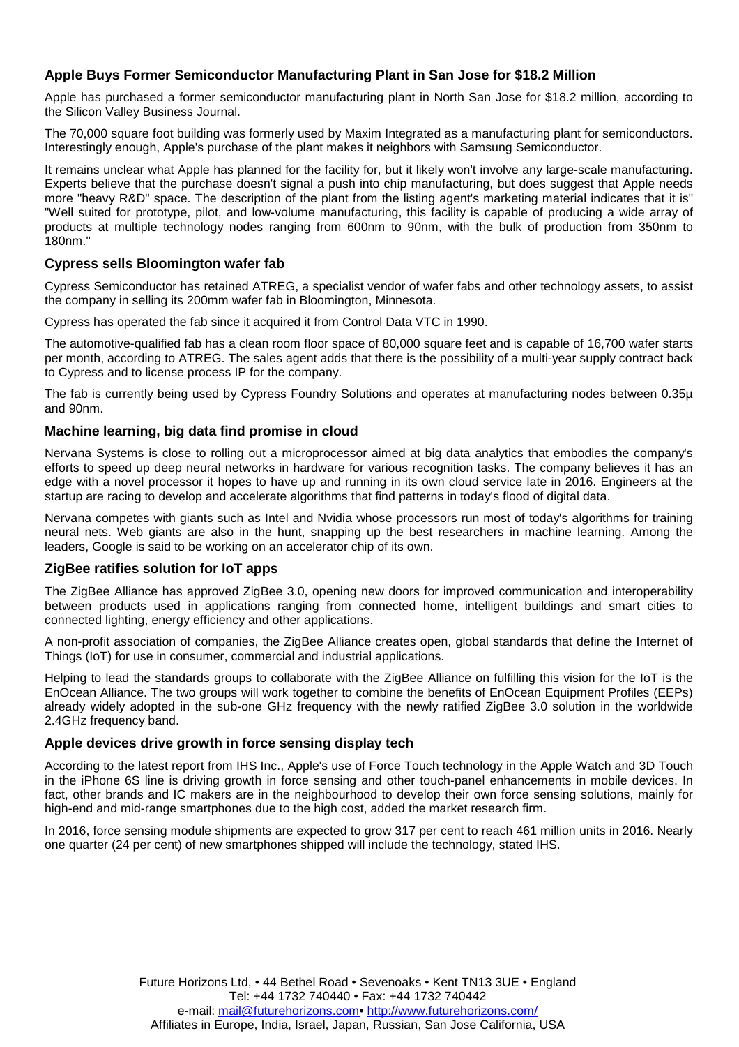### Apple Buys Former Semiconductor Manufacturing Plant in San Jose for $18.2 Million

Apple has purchased a former semiconductor manufacturing plant in North San Jose for $18.2 million, according to the Silicon Valley Business Journal.

The 70,000 square foot building was formerly used by Maxim Integrated as a manufacturing plant for semiconductors. Interestingly enough, Apple's purchase of the plant makes it neighbors with Samsung Semiconductor.

It remains unclear what Apple has planned for the facility for, but it likely won't involve any large-scale manufacturing. Experts believe that the purchase doesn't signal a push into chip manufacturing, but does suggest that Apple needs more "heavy R&D" space. The description of the plant from the listing agent's marketing material indicates that it is" "Well suited for prototype, pilot, and low-volume manufacturing, this facility is capable of producing a wide array of products at multiple technology nodes ranging from 600nm to 90nm, with the bulk of production from 350nm to 180nm."

### Cypress sells Bloomington wafer fab

Cypress Semiconductor has retained ATREG, a specialist vendor of wafer fabs and other technology assets, to assist the company in selling its 200mm wafer fab in Bloomington, Minnesota.

Cypress has operated the fab since it acquired it from Control Data VTC in 1990.

The automotive-qualified fab has a clean room floor space of 80,000 square feet and is capable of 16,700 wafer starts per month, according to ATREG. The sales agent adds that there is the possibility of a multi-year supply contract back to Cypress and to license process IP for the company.

The fab is currently being used by Cypress Foundry Solutions and operates at manufacturing nodes between 0.35µ and 90nm.

### Machine learning, big data find promise in cloud

Nervana Systems is close to rolling out a microprocessor aimed at big data analytics that embodies the company's efforts to speed up deep neural networks in hardware for various recognition tasks. The company believes it has an edge with a novel processor it hopes to have up and running in its own cloud service late in 2016. Engineers at the startup are racing to develop and accelerate algorithms that find patterns in today's flood of digital data.

Nervana competes with giants such as Intel and Nvidia whose processors run most of today's algorithms for training neural nets. Web giants are also in the hunt, snapping up the best researchers in machine learning. Among the leaders, Google is said to be working on an accelerator chip of its own.

### ZigBee ratifies solution for IoT apps

The ZigBee Alliance has approved ZigBee 3.0, opening new doors for improved communication and interoperability between products used in applications ranging from connected home, intelligent buildings and smart cities to connected lighting, energy efficiency and other applications.

A non-profit association of companies, the ZigBee Alliance creates open, global standards that define the Internet of Things (IoT) for use in consumer, commercial and industrial applications.

Helping to lead the standards groups to collaborate with the ZigBee Alliance on fulfilling this vision for the IoT is the EnOcean Alliance. The two groups will work together to combine the benefits of EnOcean Equipment Profiles (EEPs) already widely adopted in the sub-one GHz frequency with the newly ratified ZigBee 3.0 solution in the worldwide 2.4GHz frequency band.

### Apple devices drive growth in force sensing display tech

According to the latest report from IHS Inc., Apple's use of Force Touch technology in the Apple Watch and 3D Touch in the iPhone 6S line is driving growth in force sensing and other touch-panel enhancements in mobile devices. In fact, other brands and IC makers are in the neighbourhood to develop their own force sensing solutions, mainly for high-end and mid-range smartphones due to the high cost, added the market research firm.

In 2016, force sensing module shipments are expected to grow 317 per cent to reach 461 million units in 2016. Nearly one quarter (24 per cent) of new smartphones shipped will include the technology, stated IHS.

Future Horizons Ltd, • 44 Bethel Road • Sevenoaks • Kent TN13 3UE • England
Tel: +44 1732 740440 • Fax: +44 1732 740442
e-mail: mail@futurehorizons.com• http://www.futurehorizons.com/
Affiliates in Europe, India, Israel, Japan, Russian, San Jose California, USA